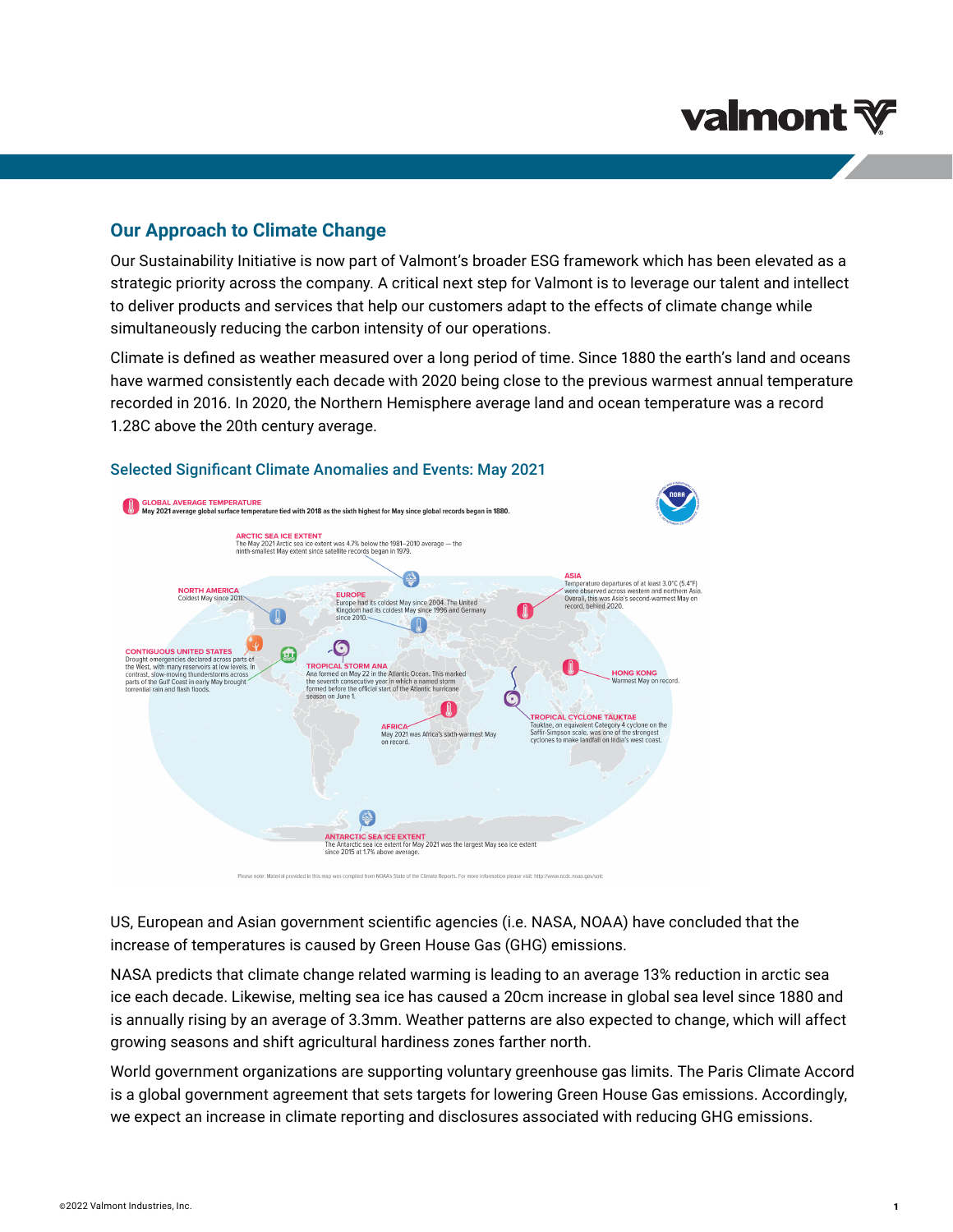## Our Approach to Climate Change

Our Sustainability Initiative is now part of Valmont's broader ESG framework which has been elevated as a strategic priority across the company. A critical next step for Valmont is to leverage our talent and intellect to deliver products and services that help our customers adapt to the effects of climate change while simultaneously reducing the carbon intensity of our operations.

Climate is defined as weather measured over a long period of time. Since 1880 the earth's land and oceans have warmed consistently each decade with 2020 being close to the previous warmest annual temperature recorded in 2016. In 2020, the Northern Hemisphere average land and ocean temperature was a record 1.28C above the 20th century average.

### Selected Significant Climate Anomalies and Events: May 2021

**GLOBAL AVERAGE TEMPERATURE**
May 2021 average global surface temperature tied with 2018 as the sixth highest for May since global records began in 1880.

**ARCTIC SEA ICE EXTENT**
The May 2021 Arctic sea ice extent was 4.7% below the 1981–2010 average — the ninth-smallest May extent since satellite records began in 1979.

**NORTH AMERICA**
Coldest May since 2011.

**EUROPE**
Europe had its coldest May since 2004. The United Kingdom had its coldest May since 1996 and Germany since 2010.

**ASIA**
Temperature departures of at least 3.0°C (5.4°F) were observed across western and northern Asia. Overall, this was Asia's second-warmest May on record, behind 2020.

**CONTIGUOUS UNITED STATES**
Drought emergencies declared across parts of the West, with many reservoirs at low levels. In contrast, slow-moving thunderstorms across parts of the Gulf Coast in early May brought torrential rain and flash floods.

**TROPICAL STORM ANA**
Ana formed on May 22 in the Atlantic Ocean. This marked the seventh consecutive year in which a named storm formed before the official start of the Atlantic hurricane season on June 1.

**HONG KONG**
Warmest May on record.

**AFRICA**
May 2021 was Africa's sixth-warmest May on record.

**TROPICAL CYCLONE TAUKTAE**
Tauktae, an equivalent Category 4 cyclone on the Saffir-Simpson scale, was one of the strongest cyclones to make landfall on India's west coast.

**ANTARCTIC SEA ICE EXTENT**
The Antarctic sea ice extent for May 2021 was the largest May sea ice extent since 2015 at 1.7% above average.

Please note: Material provided in this map was compiled from NOAA's State of the Climate Reports. For more information please visit: http://www.ncdc.noaa.gov/sotc

US, European and Asian government scientific agencies (i.e. NASA, NOAA) have concluded that the increase of temperatures is caused by Green House Gas (GHG) emissions.

NASA predicts that climate change related warming is leading to an average 13% reduction in arctic sea ice each decade. Likewise, melting sea ice has caused a 20cm increase in global sea level since 1880 and is annually rising by an average of 3.3mm. Weather patterns are also expected to change, which will affect growing seasons and shift agricultural hardiness zones farther north.

World government organizations are supporting voluntary greenhouse gas limits. The Paris Climate Accord is a global government agreement that sets targets for lowering Green House Gas emissions. Accordingly, we expect an increase in climate reporting and disclosures associated with reducing GHG emissions.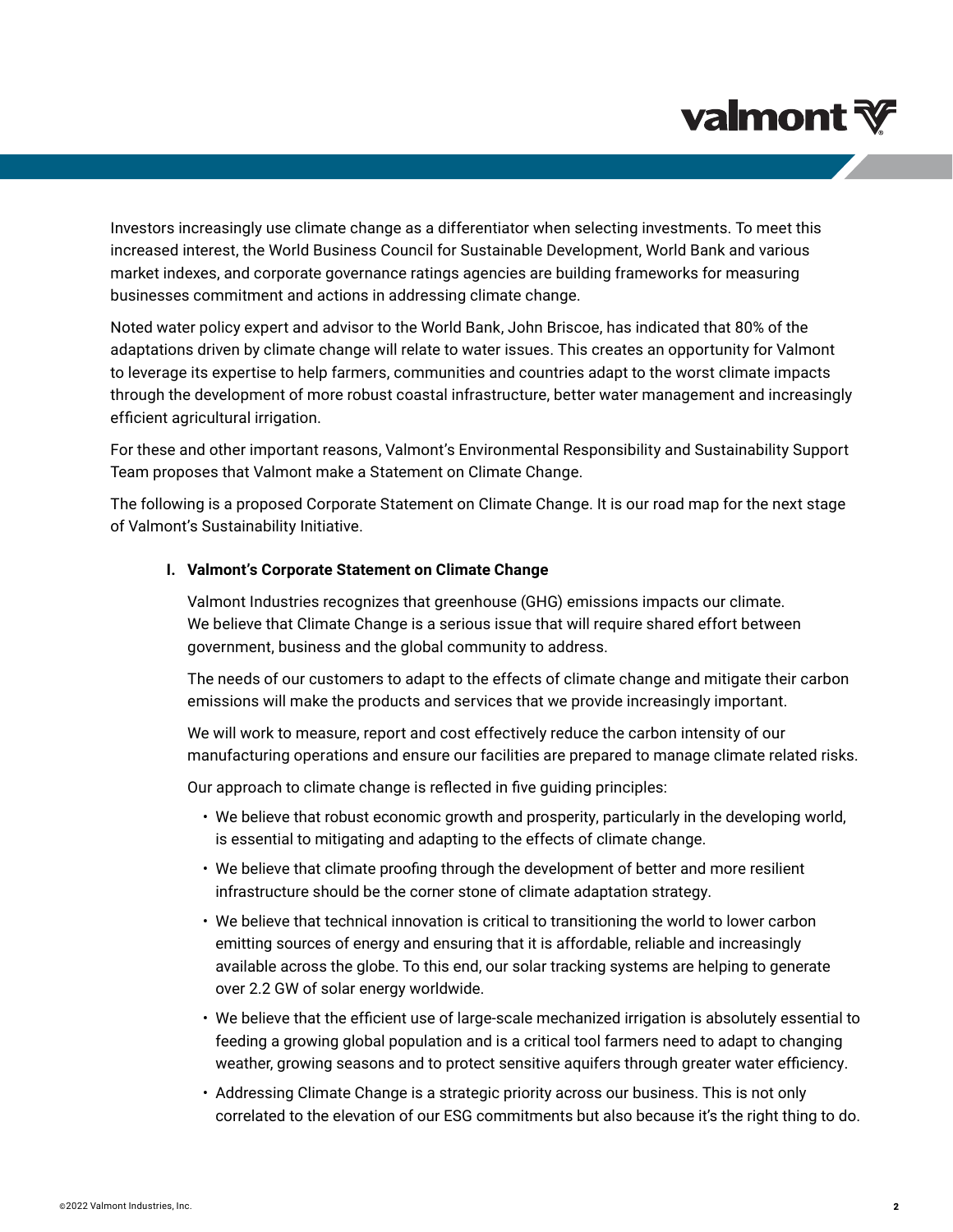Investors increasingly use climate change as a differentiator when selecting investments. To meet this increased interest, the World Business Council for Sustainable Development, World Bank and various market indexes, and corporate governance ratings agencies are building frameworks for measuring businesses commitment and actions in addressing climate change.

Noted water policy expert and advisor to the World Bank, John Briscoe, has indicated that 80% of the adaptations driven by climate change will relate to water issues. This creates an opportunity for Valmont to leverage its expertise to help farmers, communities and countries adapt to the worst climate impacts through the development of more robust coastal infrastructure, better water management and increasingly efficient agricultural irrigation.

For these and other important reasons, Valmont's Environmental Responsibility and Sustainability Support Team proposes that Valmont make a Statement on Climate Change.

The following is a proposed Corporate Statement on Climate Change. It is our road map for the next stage of Valmont's Sustainability Initiative.

## I. Valmont's Corporate Statement on Climate Change

Valmont Industries recognizes that greenhouse (GHG) emissions impacts our climate. We believe that Climate Change is a serious issue that will require shared effort between government, business and the global community to address.

The needs of our customers to adapt to the effects of climate change and mitigate their carbon emissions will make the products and services that we provide increasingly important.

We will work to measure, report and cost effectively reduce the carbon intensity of our manufacturing operations and ensure our facilities are prepared to manage climate related risks.

Our approach to climate change is reflected in five guiding principles:

- We believe that robust economic growth and prosperity, particularly in the developing world, is essential to mitigating and adapting to the effects of climate change.
- We believe that climate proofing through the development of better and more resilient infrastructure should be the corner stone of climate adaptation strategy.
- We believe that technical innovation is critical to transitioning the world to lower carbon emitting sources of energy and ensuring that it is affordable, reliable and increasingly available across the globe. To this end, our solar tracking systems are helping to generate over 2.2 GW of solar energy worldwide.
- We believe that the efficient use of large-scale mechanized irrigation is absolutely essential to feeding a growing global population and is a critical tool farmers need to adapt to changing weather, growing seasons and to protect sensitive aquifers through greater water efficiency.
- Addressing Climate Change is a strategic priority across our business. This is not only correlated to the elevation of our ESG commitments but also because it's the right thing to do.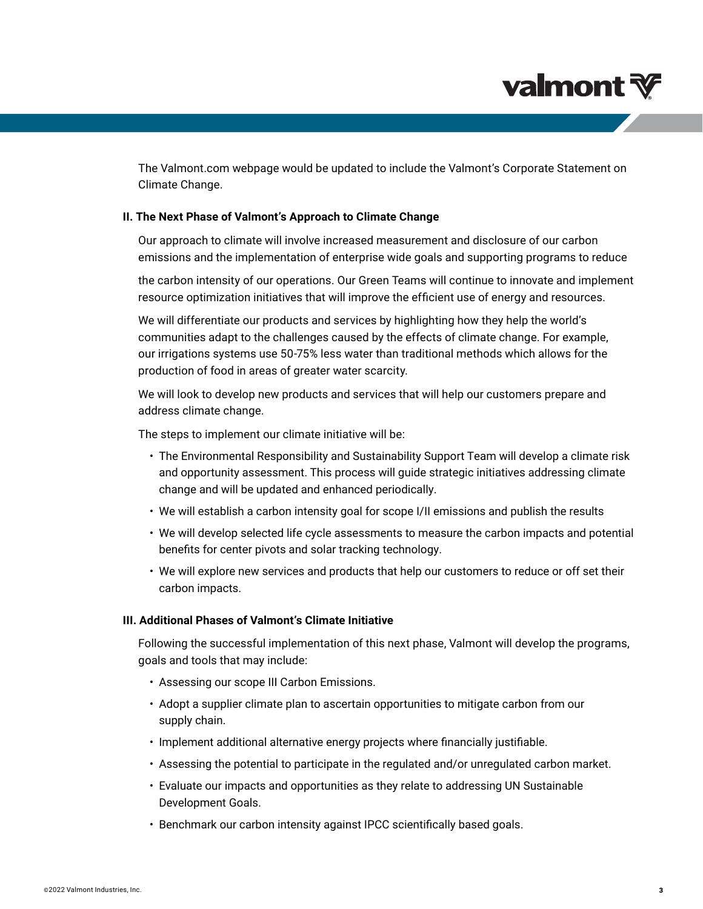The Valmont.com webpage would be updated to include the Valmont's Corporate Statement on Climate Change.

## II. The Next Phase of Valmont's Approach to Climate Change

Our approach to climate will involve increased measurement and disclosure of our carbon emissions and the implementation of enterprise wide goals and supporting programs to reduce

the carbon intensity of our operations. Our Green Teams will continue to innovate and implement resource optimization initiatives that will improve the efficient use of energy and resources.

We will differentiate our products and services by highlighting how they help the world's communities adapt to the challenges caused by the effects of climate change. For example, our irrigations systems use 50-75% less water than traditional methods which allows for the production of food in areas of greater water scarcity.

We will look to develop new products and services that will help our customers prepare and address climate change.

The steps to implement our climate initiative will be:

- The Environmental Responsibility and Sustainability Support Team will develop a climate risk and opportunity assessment. This process will guide strategic initiatives addressing climate change and will be updated and enhanced periodically.
- We will establish a carbon intensity goal for scope I/II emissions and publish the results
- We will develop selected life cycle assessments to measure the carbon impacts and potential benefits for center pivots and solar tracking technology.
- We will explore new services and products that help our customers to reduce or off set their carbon impacts.

## III. Additional Phases of Valmont's Climate Initiative

Following the successful implementation of this next phase, Valmont will develop the programs, goals and tools that may include:

- Assessing our scope III Carbon Emissions.
- Adopt a supplier climate plan to ascertain opportunities to mitigate carbon from our supply chain.
- Implement additional alternative energy projects where financially justifiable.
- Assessing the potential to participate in the regulated and/or unregulated carbon market.
- Evaluate our impacts and opportunities as they relate to addressing UN Sustainable Development Goals.
- Benchmark our carbon intensity against IPCC scientifically based goals.